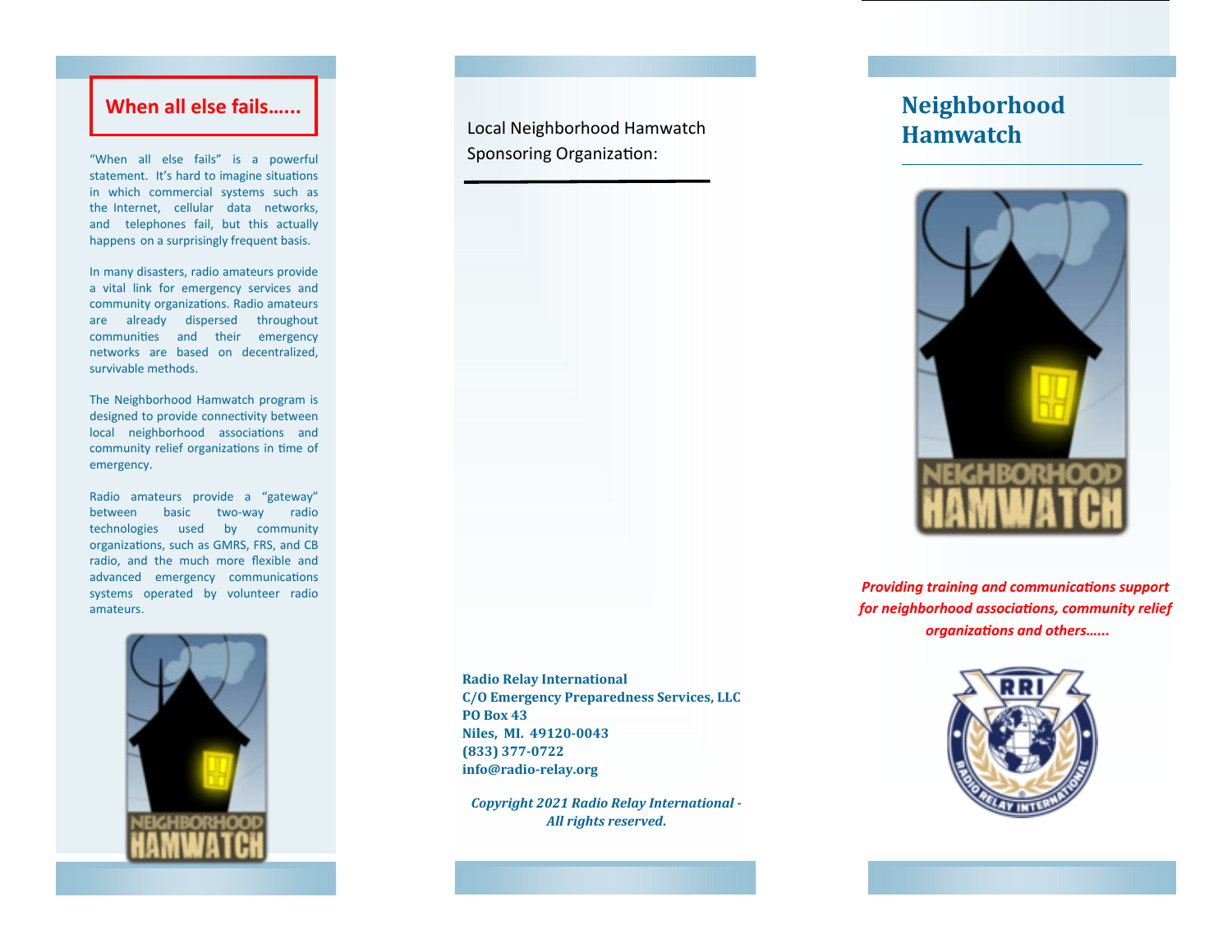## When all else fails......

"When all else fails" is a powerful statement. It's hard to imagine situations in which commercial systems such as the Internet, cellular data networks, and telephones fail, but this actually happens on a surprisingly frequent basis.

In many disasters, radio amateurs provide a vital link for emergency services and community organizations. Radio amateurs are already dispersed throughout communities and their emergency networks are based on decentralized, survivable methods.

The Neighborhood Hamwatch program is designed to provide connectivity between local neighborhood associations and community relief organizations in time of emergency.

Radio amateurs provide a "gateway" between basic two-way radio technologies used by community organizations, such as GMRS, FRS, and CB radio, and the much more flexible and advanced emergency communications systems operated by volunteer radio amateurs.

Local Neighborhood Hamwatch Sponsoring Organization:

**Radio Relay International**
**C/O Emergency Preparedness Services, LLC**
**PO Box 43**
**Niles, MI. 49120-0043**
**(833) 377-0722**
**info@radio-relay.org**

***Copyright 2021 Radio Relay International - All rights reserved.***

# Neighborhood Hamwatch

***Providing training and communications support for neighborhood associations, community relief organizations and others......***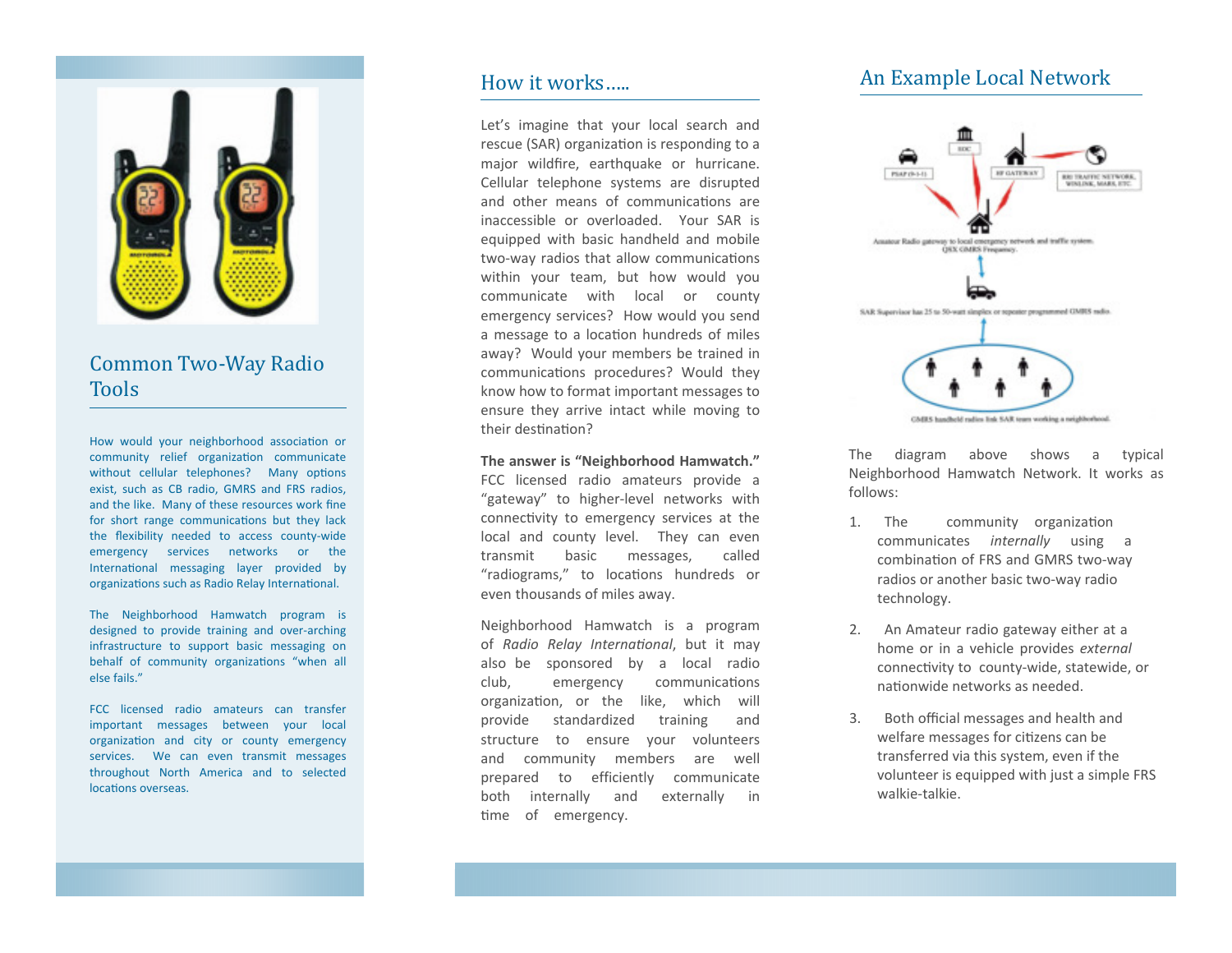## Common Two-Way Radio Tools

How would your neighborhood association or community relief organization communicate without cellular telephones? Many options exist, such as CB radio, GMRS and FRS radios, and the like. Many of these resources work fine for short range communications but they lack the flexibility needed to access county-wide emergency services networks or the International messaging layer provided by organizations such as Radio Relay International.

The Neighborhood Hamwatch program is designed to provide training and over-arching infrastructure to support basic messaging on behalf of community organizations "when all else fails."

FCC licensed radio amateurs can transfer important messages between your local organization and city or county emergency services. We can even transmit messages throughout North America and to selected locations overseas.

## How it works.....

Let's imagine that your local search and rescue (SAR) organization is responding to a major wildfire, earthquake or hurricane. Cellular telephone systems are disrupted and other means of communications are inaccessible or overloaded. Your SAR is equipped with basic handheld and mobile two-way radios that allow communications within your team, but how would you communicate with local or county emergency services? How would you send a message to a location hundreds of miles away? Would your members be trained in communications procedures? Would they know how to format important messages to ensure they arrive intact while moving to their destination?

**The answer is "Neighborhood Hamwatch."** FCC licensed radio amateurs provide a "gateway" to higher-level networks with connectivity to emergency services at the local and county level. They can even transmit basic messages, called "radiograms," to locations hundreds or even thousands of miles away.

Neighborhood Hamwatch is a program of *Radio Relay International*, but it may also be sponsored by a local radio club, emergency communications organization, or the like, which will provide standardized training and structure to ensure your volunteers and community members are well prepared to efficiently communicate both internally and externally in time of emergency.

## An Example Local Network

PSAP (9-1-1)
EOC
HF GATEWAY
RRI TRAFFIC NETWORK, WINLINK, MARS, ETC
Amateur Radio gateway to local emergency network and traffic system. QSX GMRS Frequency.
SAR Supervisor has 25 to 50-watt simplex or repeater programmed GMRS radio.
GMRS handheld radios link SAR team working a neighborhood.

The diagram above shows a typical Neighborhood Hamwatch Network. It works as follows:

1. The community organization communicates *internally* using a combination of FRS and GMRS two-way radios or another basic two-way radio technology.
2. An Amateur radio gateway either at a home or in a vehicle provides *external* connectivity to county-wide, statewide, or nationwide networks as needed.
3. Both official messages and health and welfare messages for citizens can be transferred via this system, even if the volunteer is equipped with just a simple FRS walkie-talkie.